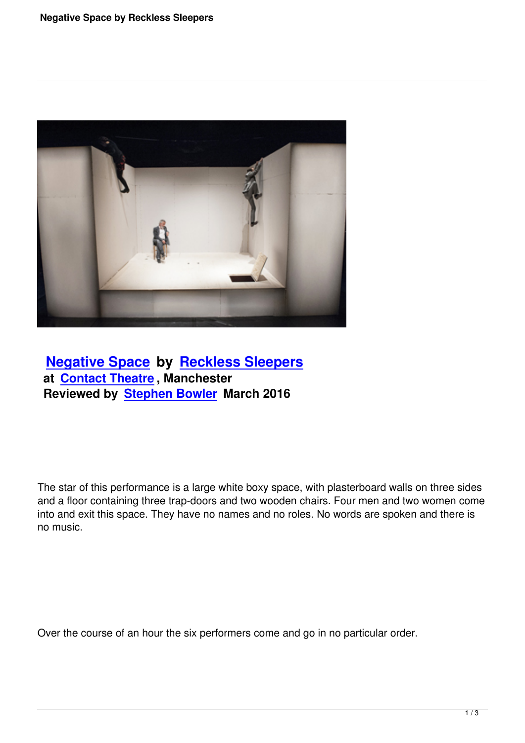**Negative Space** by **Reckless Sleepers**
**at Contact Theatre, Manchester**
**Reviewed by Stephen Bowler March 2016**

The star of this performance is a large white boxy space, with plasterboard walls on three sides and a floor containing three trap-doors and two wooden chairs. Four men and two women come into and exit this space. They have no names and no roles. No words are spoken and there is no music.

Over the course of an hour the six performers come and go in no particular order.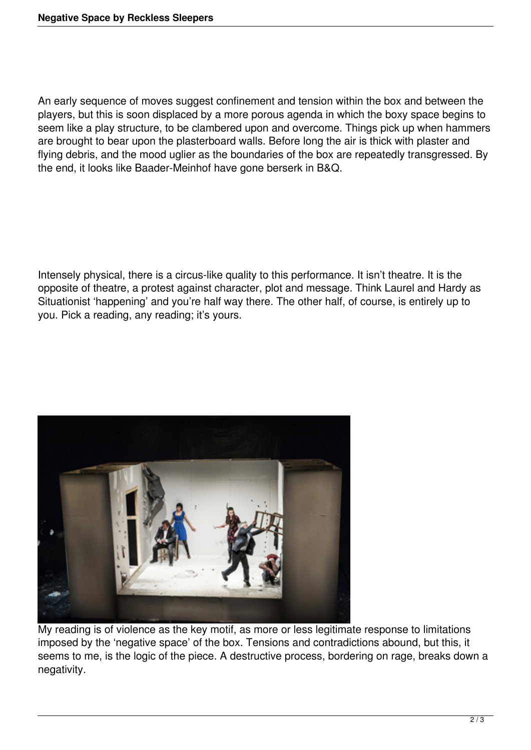An early sequence of moves suggest confinement and tension within the box and between the players, but this is soon displaced by a more porous agenda in which the boxy space begins to seem like a play structure, to be clambered upon and overcome. Things pick up when hammers are brought to bear upon the plasterboard walls. Before long the air is thick with plaster and flying debris, and the mood uglier as the boundaries of the box are repeatedly transgressed. By the end, it looks like Baader-Meinhof have gone berserk in B&Q.

Intensely physical, there is a circus-like quality to this performance. It isn't theatre. It is the opposite of theatre, a protest against character, plot and message. Think Laurel and Hardy as Situationist 'happening' and you're half way there. The other half, of course, is entirely up to you. Pick a reading, any reading; it's yours.

My reading is of violence as the key motif, as more or less legitimate response to limitations imposed by the 'negative space' of the box. Tensions and contradictions abound, but this, it seems to me, is the logic of the piece. A destructive process, bordering on rage, breaks down a negativity.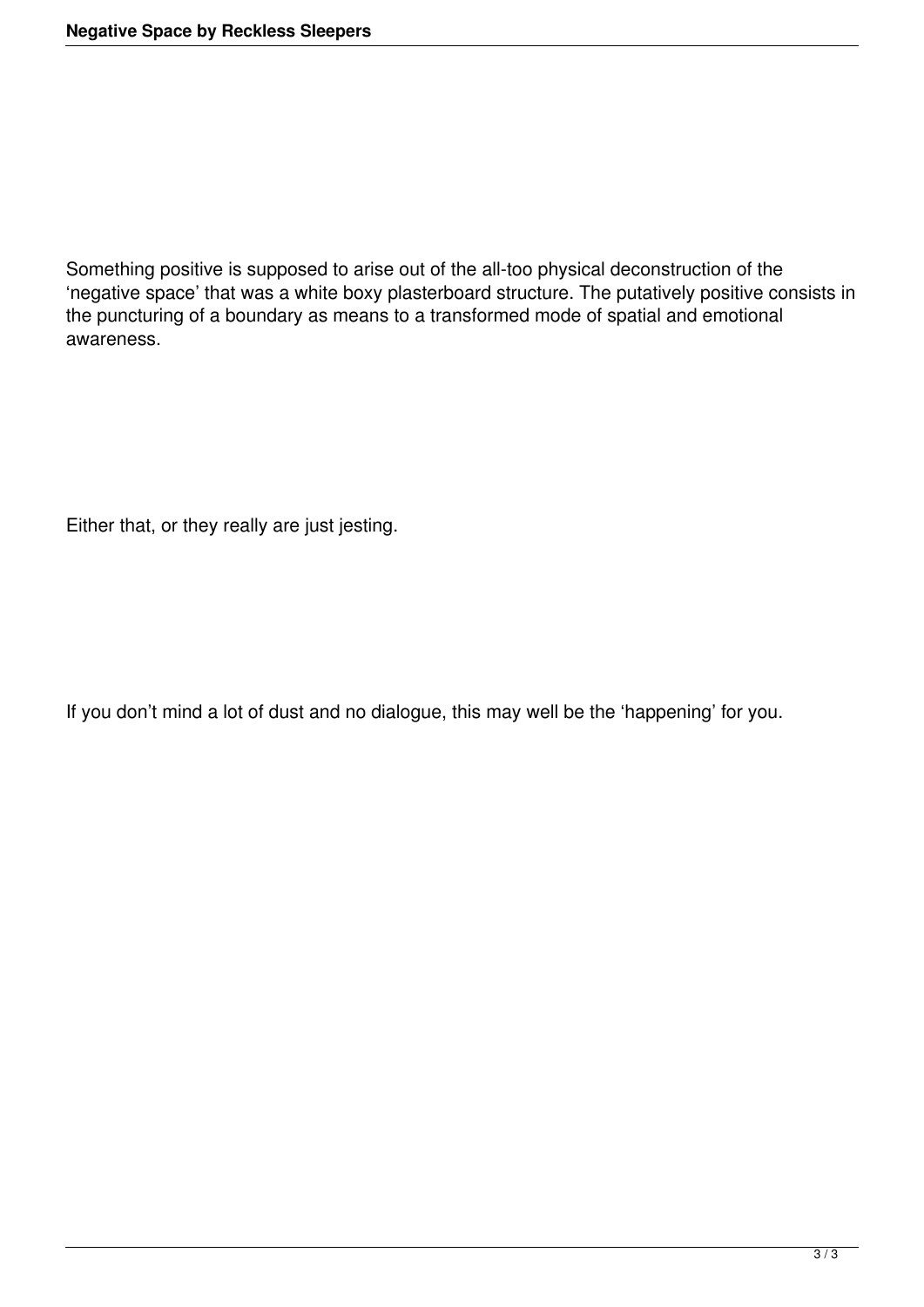Something positive is supposed to arise out of the all-too physical deconstruction of the 'negative space' that was a white boxy plasterboard structure. The putatively positive consists in the puncturing of a boundary as means to a transformed mode of spatial and emotional awareness.

Either that, or they really are just jesting.

If you don't mind a lot of dust and no dialogue, this may well be the 'happening' for you.